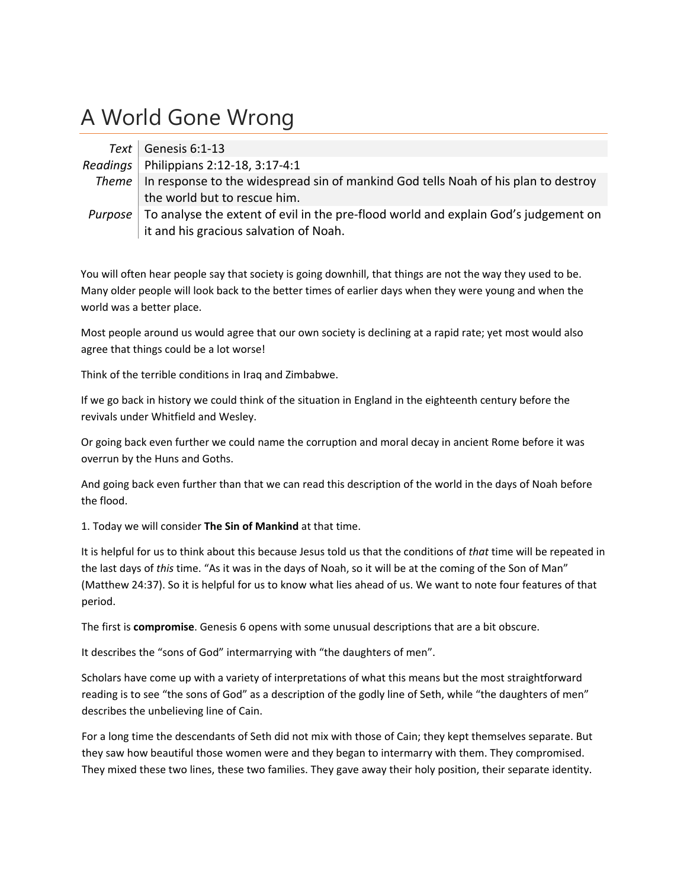# A World Gone Wrong

| | |
|---|---|
| *Text* | Genesis 6:1-13 |
| *Readings* | Philippians 2:12-18, 3:17-4:1 |
| *Theme* | In response to the widespread sin of mankind God tells Noah of his plan to destroy the world but to rescue him. |
| *Purpose* | To analyse the extent of evil in the pre-flood world and explain God's judgement on it and his gracious salvation of Noah. |

You will often hear people say that society is going downhill, that things are not the way they used to be. Many older people will look back to the better times of earlier days when they were young and when the world was a better place.

Most people around us would agree that our own society is declining at a rapid rate; yet most would also agree that things could be a lot worse!

Think of the terrible conditions in Iraq and Zimbabwe.

If we go back in history we could think of the situation in England in the eighteenth century before the revivals under Whitfield and Wesley.

Or going back even further we could name the corruption and moral decay in ancient Rome before it was overrun by the Huns and Goths.

And going back even further than that we can read this description of the world in the days of Noah before the flood.

1. Today we will consider **The Sin of Mankind** at that time.

It is helpful for us to think about this because Jesus told us that the conditions of *that* time will be repeated in the last days of *this* time. "As it was in the days of Noah, so it will be at the coming of the Son of Man" (Matthew 24:37). So it is helpful for us to know what lies ahead of us. We want to note four features of that period.

The first is **compromise**. Genesis 6 opens with some unusual descriptions that are a bit obscure.

It describes the "sons of God" intermarrying with "the daughters of men".

Scholars have come up with a variety of interpretations of what this means but the most straightforward reading is to see "the sons of God" as a description of the godly line of Seth, while "the daughters of men" describes the unbelieving line of Cain.

For a long time the descendants of Seth did not mix with those of Cain; they kept themselves separate. But they saw how beautiful those women were and they began to intermarry with them. They compromised. They mixed these two lines, these two families. They gave away their holy position, their separate identity.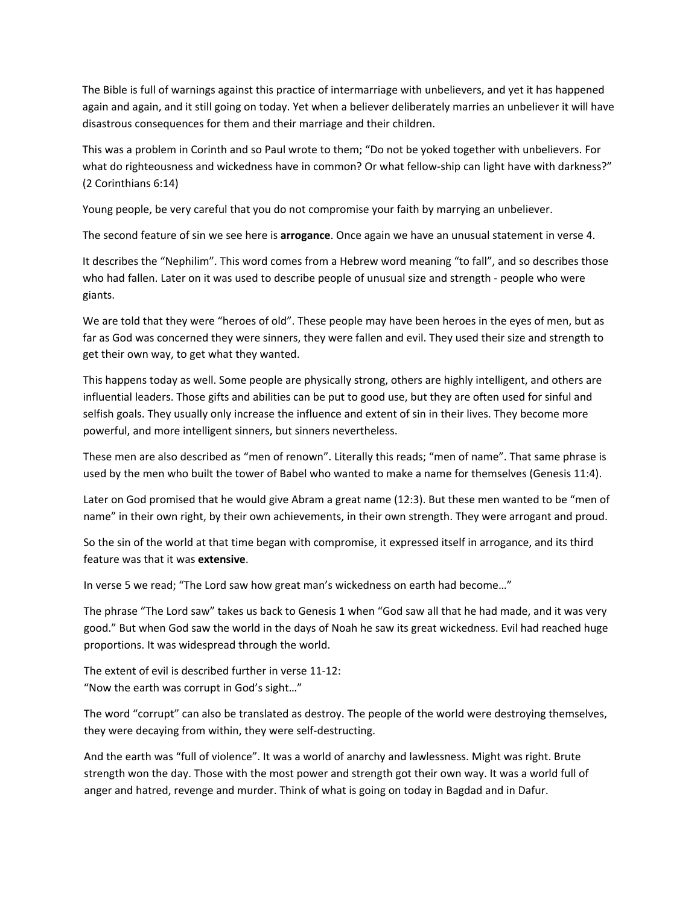The Bible is full of warnings against this practice of intermarriage with unbelievers, and yet it has happened again and again, and it still going on today. Yet when a believer deliberately marries an unbeliever it will have disastrous consequences for them and their marriage and their children.

This was a problem in Corinth and so Paul wrote to them; "Do not be yoked together with unbelievers. For what do righteousness and wickedness have in common? Or what fellow-ship can light have with darkness?" (2 Corinthians 6:14)

Young people, be very careful that you do not compromise your faith by marrying an unbeliever.

The second feature of sin we see here is **arrogance**. Once again we have an unusual statement in verse 4.

It describes the "Nephilim". This word comes from a Hebrew word meaning "to fall", and so describes those who had fallen. Later on it was used to describe people of unusual size and strength - people who were giants.

We are told that they were "heroes of old". These people may have been heroes in the eyes of men, but as far as God was concerned they were sinners, they were fallen and evil. They used their size and strength to get their own way, to get what they wanted.

This happens today as well. Some people are physically strong, others are highly intelligent, and others are influential leaders. Those gifts and abilities can be put to good use, but they are often used for sinful and selfish goals. They usually only increase the influence and extent of sin in their lives. They become more powerful, and more intelligent sinners, but sinners nevertheless.

These men are also described as "men of renown". Literally this reads; "men of name". That same phrase is used by the men who built the tower of Babel who wanted to make a name for themselves (Genesis 11:4).

Later on God promised that he would give Abram a great name (12:3). But these men wanted to be "men of name" in their own right, by their own achievements, in their own strength. They were arrogant and proud.

So the sin of the world at that time began with compromise, it expressed itself in arrogance, and its third feature was that it was **extensive**.

In verse 5 we read; "The Lord saw how great man's wickedness on earth had become…"

The phrase "The Lord saw" takes us back to Genesis 1 when "God saw all that he had made, and it was very good." But when God saw the world in the days of Noah he saw its great wickedness. Evil had reached huge proportions. It was widespread through the world.

The extent of evil is described further in verse 11-12:
"Now the earth was corrupt in God's sight…"

The word "corrupt" can also be translated as destroy. The people of the world were destroying themselves, they were decaying from within, they were self-destructing.

And the earth was "full of violence". It was a world of anarchy and lawlessness. Might was right. Brute strength won the day. Those with the most power and strength got their own way. It was a world full of anger and hatred, revenge and murder. Think of what is going on today in Bagdad and in Dafur.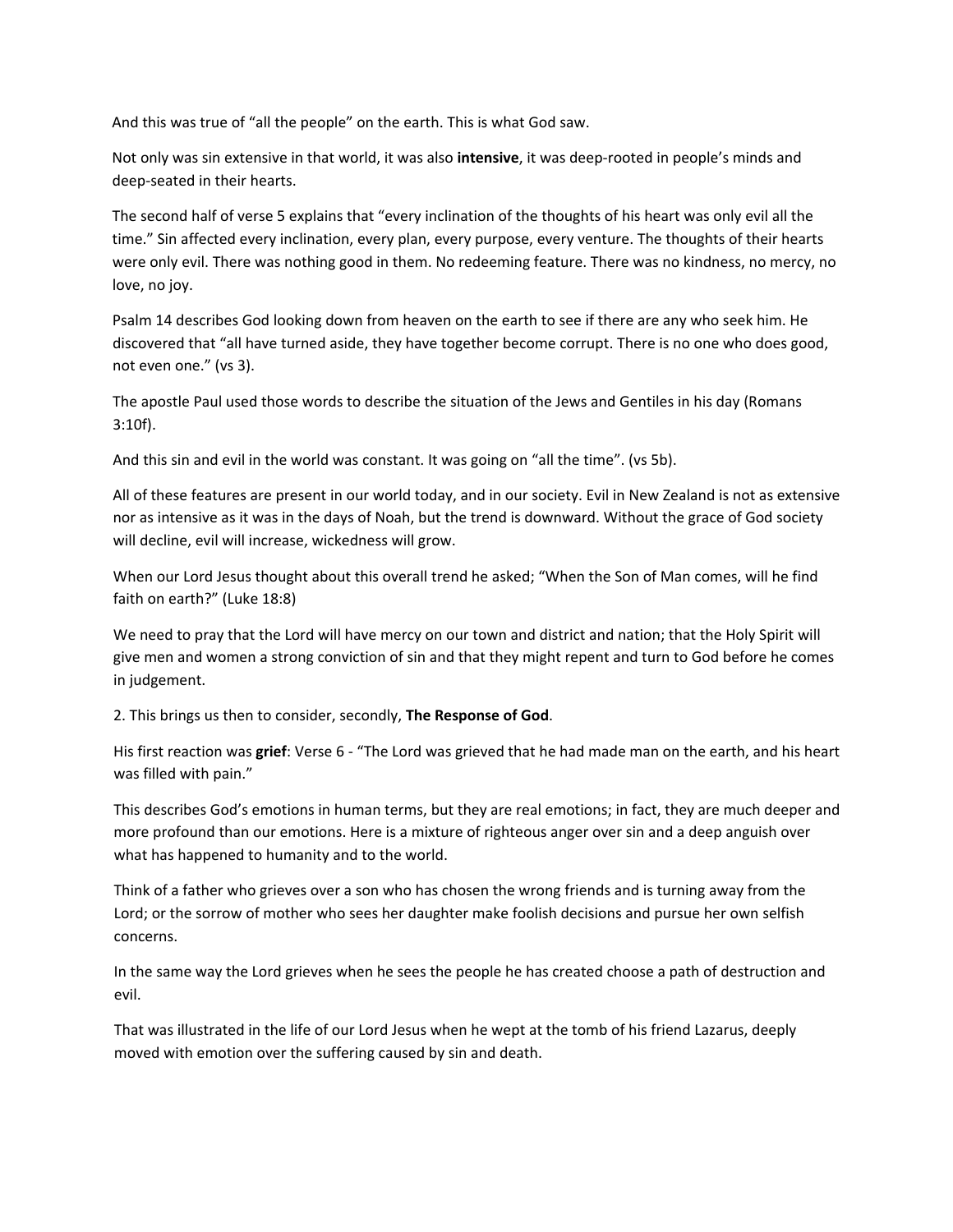And this was true of “all the people” on the earth. This is what God saw.

Not only was sin extensive in that world, it was also **intensive**, it was deep-rooted in people’s minds and deep-seated in their hearts.

The second half of verse 5 explains that “every inclination of the thoughts of his heart was only evil all the time.” Sin affected every inclination, every plan, every purpose, every venture. The thoughts of their hearts were only evil. There was nothing good in them. No redeeming feature. There was no kindness, no mercy, no love, no joy.

Psalm 14 describes God looking down from heaven on the earth to see if there are any who seek him. He discovered that “all have turned aside, they have together become corrupt. There is no one who does good, not even one.” (vs 3).

The apostle Paul used those words to describe the situation of the Jews and Gentiles in his day (Romans 3:10f).

And this sin and evil in the world was constant. It was going on “all the time”. (vs 5b).

All of these features are present in our world today, and in our society. Evil in New Zealand is not as extensive nor as intensive as it was in the days of Noah, but the trend is downward. Without the grace of God society will decline, evil will increase, wickedness will grow.

When our Lord Jesus thought about this overall trend he asked; “When the Son of Man comes, will he find faith on earth?” (Luke 18:8)

We need to pray that the Lord will have mercy on our town and district and nation; that the Holy Spirit will give men and women a strong conviction of sin and that they might repent and turn to God before he comes in judgement.

2. This brings us then to consider, secondly, **The Response of God**.

His first reaction was **grief**: Verse 6 - “The Lord was grieved that he had made man on the earth, and his heart was filled with pain.”

This describes God’s emotions in human terms, but they are real emotions; in fact, they are much deeper and more profound than our emotions. Here is a mixture of righteous anger over sin and a deep anguish over what has happened to humanity and to the world.

Think of a father who grieves over a son who has chosen the wrong friends and is turning away from the Lord; or the sorrow of mother who sees her daughter make foolish decisions and pursue her own selfish concerns.

In the same way the Lord grieves when he sees the people he has created choose a path of destruction and evil.

That was illustrated in the life of our Lord Jesus when he wept at the tomb of his friend Lazarus, deeply moved with emotion over the suffering caused by sin and death.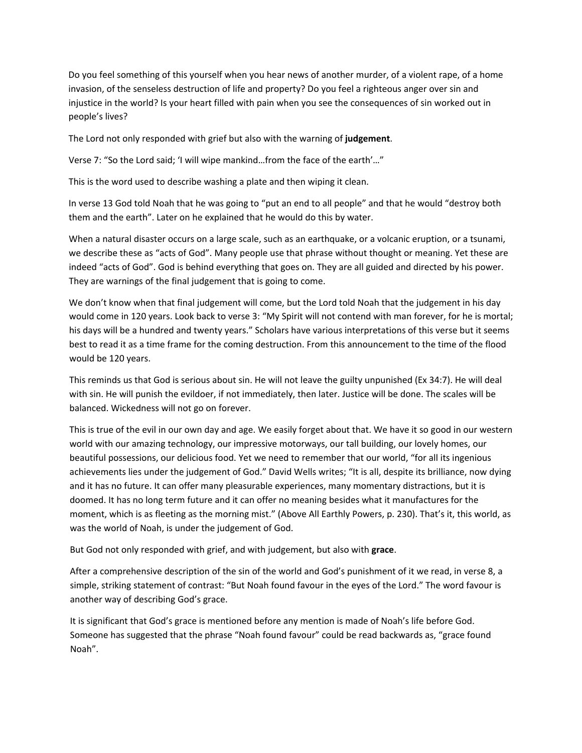Do you feel something of this yourself when you hear news of another murder, of a violent rape, of a home invasion, of the senseless destruction of life and property? Do you feel a righteous anger over sin and injustice in the world? Is your heart filled with pain when you see the consequences of sin worked out in people's lives?

The Lord not only responded with grief but also with the warning of **judgement**.

Verse 7: "So the Lord said; 'I will wipe mankind…from the face of the earth'…"

This is the word used to describe washing a plate and then wiping it clean.

In verse 13 God told Noah that he was going to "put an end to all people" and that he would "destroy both them and the earth". Later on he explained that he would do this by water.

When a natural disaster occurs on a large scale, such as an earthquake, or a volcanic eruption, or a tsunami, we describe these as "acts of God". Many people use that phrase without thought or meaning. Yet these are indeed "acts of God". God is behind everything that goes on. They are all guided and directed by his power. They are warnings of the final judgement that is going to come.

We don't know when that final judgement will come, but the Lord told Noah that the judgement in his day would come in 120 years. Look back to verse 3: "My Spirit will not contend with man forever, for he is mortal; his days will be a hundred and twenty years." Scholars have various interpretations of this verse but it seems best to read it as a time frame for the coming destruction. From this announcement to the time of the flood would be 120 years.

This reminds us that God is serious about sin. He will not leave the guilty unpunished (Ex 34:7). He will deal with sin. He will punish the evildoer, if not immediately, then later. Justice will be done. The scales will be balanced. Wickedness will not go on forever.

This is true of the evil in our own day and age. We easily forget about that. We have it so good in our western world with our amazing technology, our impressive motorways, our tall building, our lovely homes, our beautiful possessions, our delicious food. Yet we need to remember that our world, "for all its ingenious achievements lies under the judgement of God." David Wells writes; "It is all, despite its brilliance, now dying and it has no future. It can offer many pleasurable experiences, many momentary distractions, but it is doomed. It has no long term future and it can offer no meaning besides what it manufactures for the moment, which is as fleeting as the morning mist." (Above All Earthly Powers, p. 230). That's it, this world, as was the world of Noah, is under the judgement of God.

But God not only responded with grief, and with judgement, but also with **grace**.

After a comprehensive description of the sin of the world and God's punishment of it we read, in verse 8, a simple, striking statement of contrast: "But Noah found favour in the eyes of the Lord." The word favour is another way of describing God's grace.

It is significant that God's grace is mentioned before any mention is made of Noah's life before God. Someone has suggested that the phrase "Noah found favour" could be read backwards as, "grace found Noah".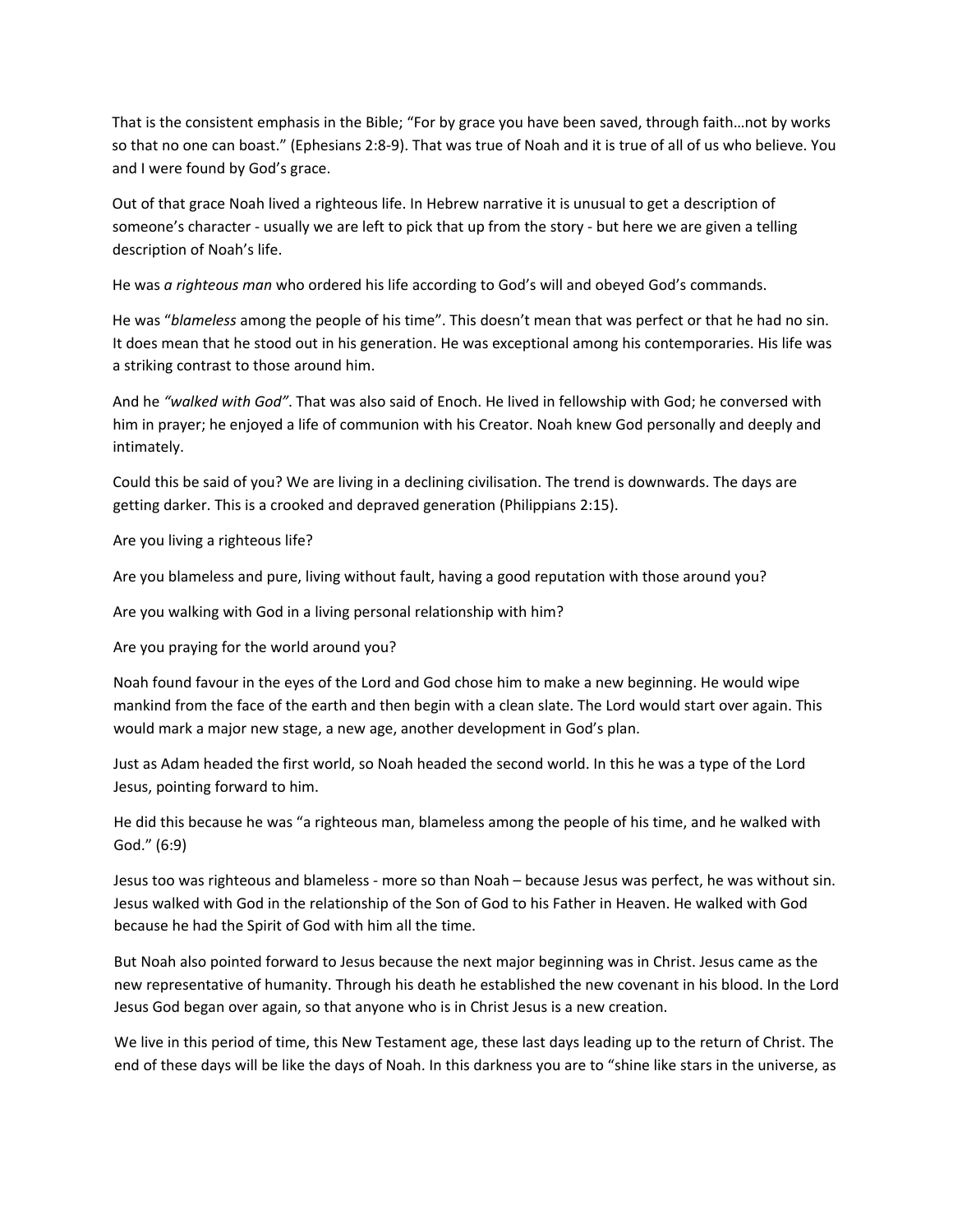That is the consistent emphasis in the Bible; "For by grace you have been saved, through faith…not by works so that no one can boast." (Ephesians 2:8-9). That was true of Noah and it is true of all of us who believe. You and I were found by God's grace.

Out of that grace Noah lived a righteous life. In Hebrew narrative it is unusual to get a description of someone's character - usually we are left to pick that up from the story - but here we are given a telling description of Noah's life.

He was *a righteous man* who ordered his life according to God's will and obeyed God's commands.

He was "*blameless* among the people of his time". This doesn't mean that was perfect or that he had no sin. It does mean that he stood out in his generation. He was exceptional among his contemporaries. His life was a striking contrast to those around him.

And he *"walked with God"*. That was also said of Enoch. He lived in fellowship with God; he conversed with him in prayer; he enjoyed a life of communion with his Creator. Noah knew God personally and deeply and intimately.

Could this be said of you? We are living in a declining civilisation. The trend is downwards. The days are getting darker. This is a crooked and depraved generation (Philippians 2:15).

Are you living a righteous life?

Are you blameless and pure, living without fault, having a good reputation with those around you?

Are you walking with God in a living personal relationship with him?

Are you praying for the world around you?

Noah found favour in the eyes of the Lord and God chose him to make a new beginning. He would wipe mankind from the face of the earth and then begin with a clean slate. The Lord would start over again. This would mark a major new stage, a new age, another development in God's plan.

Just as Adam headed the first world, so Noah headed the second world. In this he was a type of the Lord Jesus, pointing forward to him.

He did this because he was "a righteous man, blameless among the people of his time, and he walked with God." (6:9)

Jesus too was righteous and blameless - more so than Noah – because Jesus was perfect, he was without sin. Jesus walked with God in the relationship of the Son of God to his Father in Heaven. He walked with God because he had the Spirit of God with him all the time.

But Noah also pointed forward to Jesus because the next major beginning was in Christ. Jesus came as the new representative of humanity. Through his death he established the new covenant in his blood. In the Lord Jesus God began over again, so that anyone who is in Christ Jesus is a new creation.

We live in this period of time, this New Testament age, these last days leading up to the return of Christ. The end of these days will be like the days of Noah. In this darkness you are to "shine like stars in the universe, as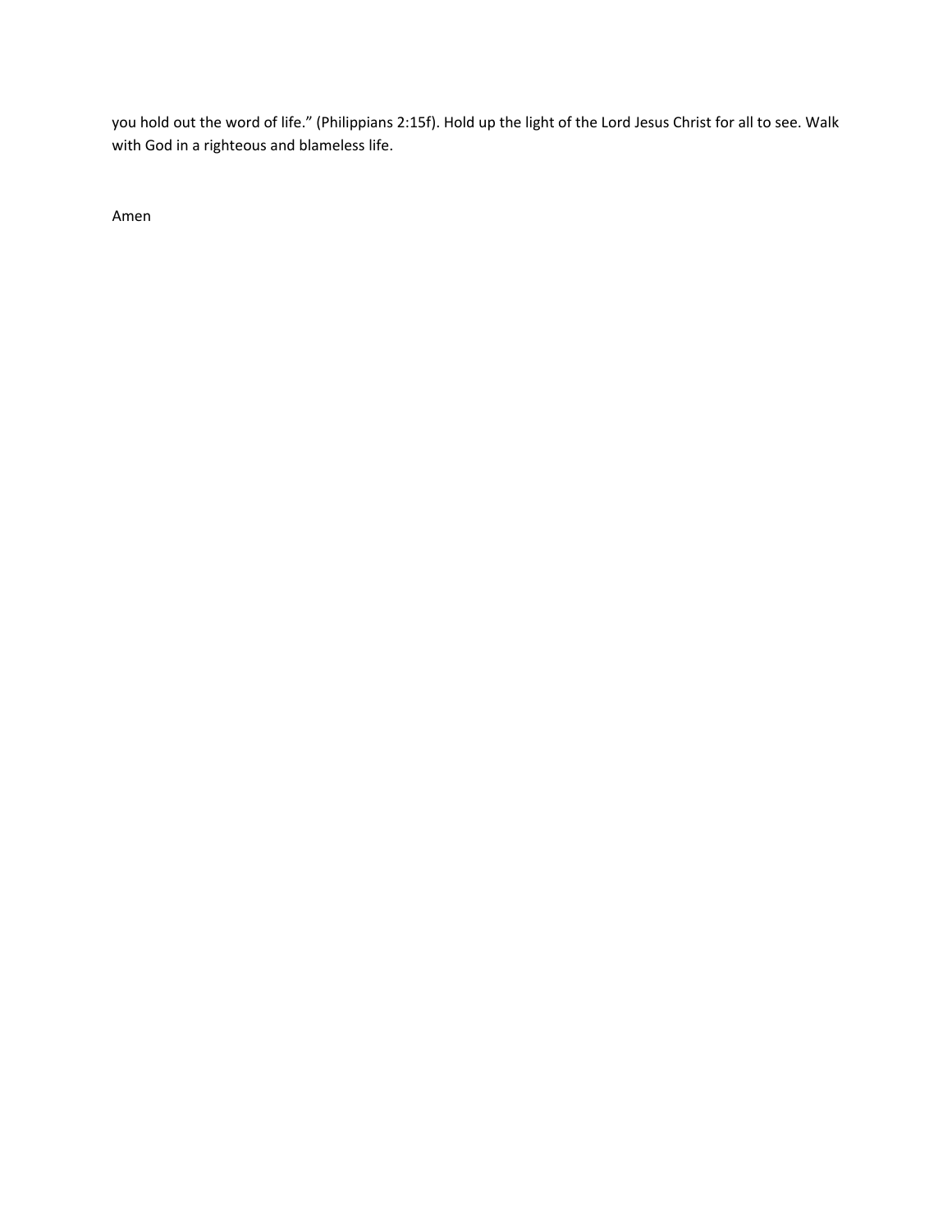you hold out the word of life.” (Philippians 2:15f). Hold up the light of the Lord Jesus Christ for all to see. Walk with God in a righteous and blameless life.

Amen